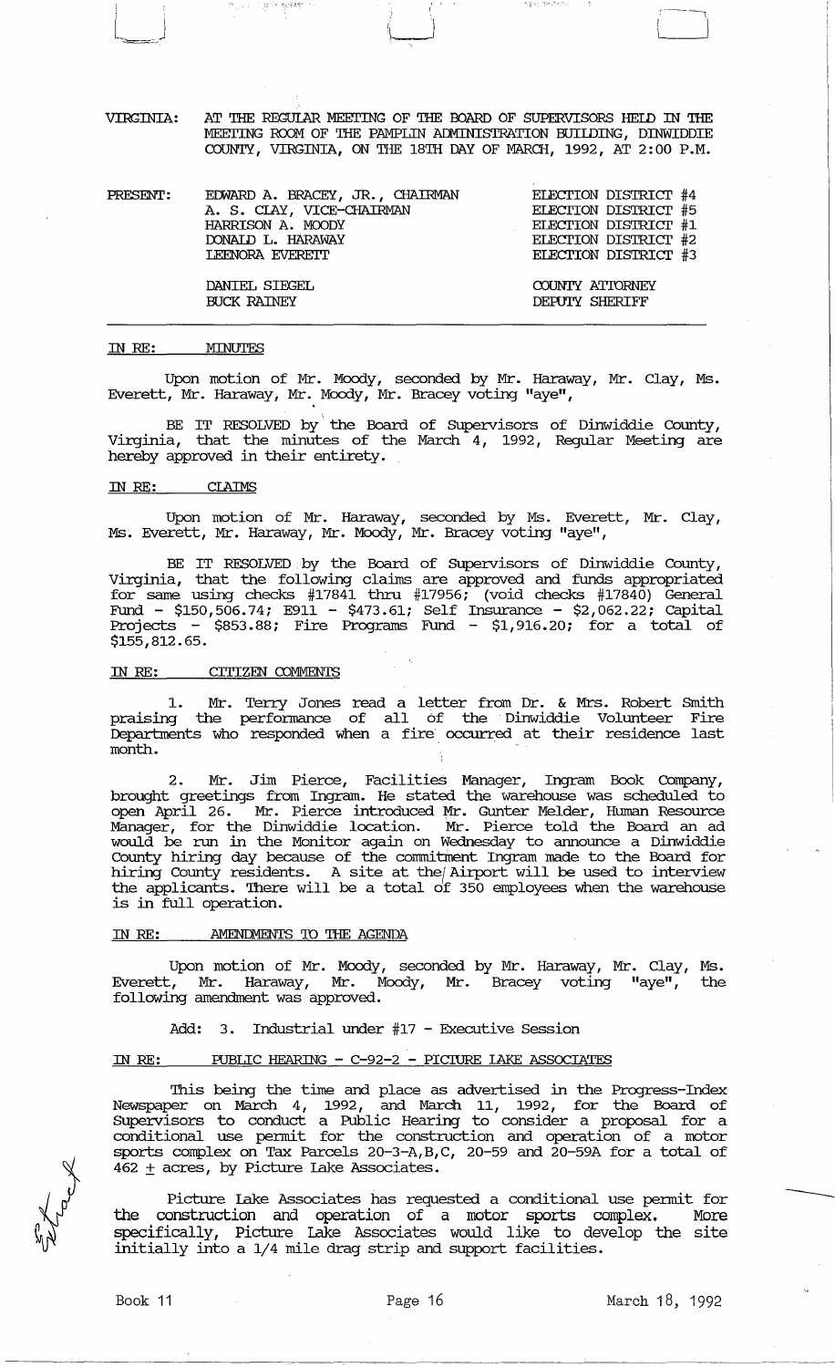VIRGINIA: AT THE REGULAR MEETING OF THE BOARD OF SUPERVISORS HELD IN THE MEETING ROOM OF THE PAMPLIN ADMINISTRATION BUILDING, DINWIDDIE COUNTY, VIRGINIA, ON THE 18TH DAY OF MARCH, 1992, AT 2:00 P.M.

| PRESENT: | | |
|---|---|---|
| | EDWARD A. BRACEY, JR., CHAIRMAN | ELECTION DISTRICT #4 |
| | A. S. CLAY, VICE-CHAIRMAN | ELECTION DISTRICT #5 |
| | HARRISON A. MOODY | ELECTION DISTRICT #1 |
| | DONALD L. HARAWAY | ELECTION DISTRICT #2 |
| | LEENORA EVERETT | ELECTION DISTRICT #3 |
| | DANIEL SIEGEL | COUNTY ATTORNEY |
| | BUCK RAINEY | DEPUTY SHERIFF |

## IN RE: MINUTES

Upon motion of Mr. Moody, seconded by Mr. Haraway, Mr. Clay, Ms. Everett, Mr. Haraway, Mr. Moody, Mr. Bracey voting "aye",

BE IT RESOLVED by the Board of Supervisors of Dinwiddie County, Virginia, that the minutes of the March 4, 1992, Regular Meeting are hereby approved in their entirety.

## IN RE: CLAIMS

Upon motion of Mr. Haraway, seconded by Ms. Everett, Mr. Clay, Ms. Everett, Mr. Haraway, Mr. Moody, Mr. Bracey voting "aye",

BE IT RESOLVED by the Board of Supervisors of Dinwiddie County, Virginia, that the following claims are approved and funds appropriated for same using checks #17841 thru #17956; (void checks #17840) General Fund - $150,506.74; E911 - $473.61; Self Insurance - $2,062.22; Capital Projects - $853.88; Fire Programs Fund - $1,916.20; for a total of $155,812.65.

## IN RE: CITIZEN COMMENTS

1. Mr. Terry Jones read a letter from Dr. & Mrs. Robert Smith praising the performance of all of the Dinwiddie Volunteer Fire Departments who responded when a fire occurred at their residence last month.

2. Mr. Jim Pierce, Facilities Manager, Ingram Book Company, brought greetings from Ingram. He stated the warehouse was scheduled to open April 26. Mr. Pierce introduced Mr. Gunter Melder, Human Resource Manager, for the Dinwiddie location. Mr. Pierce told the Board an ad would be run in the Monitor again on Wednesday to announce a Dinwiddie County hiring day because of the commitment Ingram made to the Board for hiring County residents. A site at the Airport will be used to interview the applicants. There will be a total of 350 employees when the warehouse is in full operation.

## IN RE: AMENDMENTS TO THE AGENDA

Upon motion of Mr. Moody, seconded by Mr. Haraway, Mr. Clay, Ms. Everett, Mr. Haraway, Mr. Moody, Mr. Bracey voting "aye", the following amendment was approved.

Add: 3. Industrial under #17 - Executive Session

## IN RE: PUBLIC HEARING - C-92-2 - PICTURE LAKE ASSOCIATES

This being the time and place as advertised in the Progress-Index Newspaper on March 4, 1992, and March 11, 1992, for the Board of Supervisors to conduct a Public Hearing to consider a proposal for a conditional use permit for the construction and operation of a motor sports complex on Tax Parcels 20-3-A,B,C, 20-59 and 20-59A for a total of 462 ± acres, by Picture Lake Associates.

Picture Lake Associates has requested a conditional use permit for the construction and operation of a motor sports complex. More specifically, Picture Lake Associates would like to develop the site initially into a 1/4 mile drag strip and support facilities.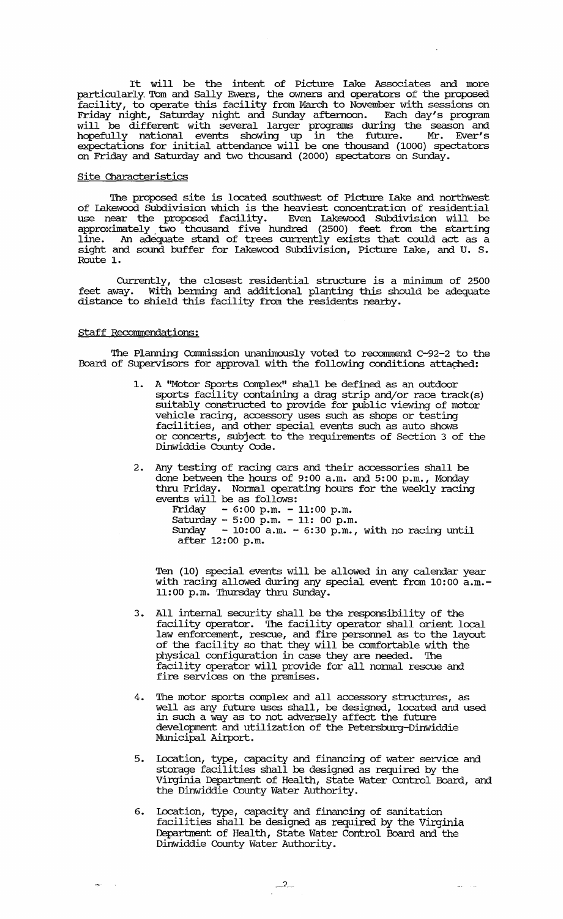It will be the intent of Picture Lake Associates and more particularly Tom and Sally Ewers, the owners and operators of the proposed facility, to operate this facility from March to November with sessions on Friday night, Saturday night and Sunday afternoon. Each day's program will be different with several larger programs during the season and hopefully national events showing up in the future. Mr. Ever's expectations for initial attendance will be one thousand (1000) spectators on Friday and Saturday and two thousand (2000) spectators on Sunday.

Site Characteristics

The proposed site is located southwest of Picture Lake and northwest of Lakewood Subdivision which is the heaviest concentration of residential use near the proposed facility. Even Lakewood Subdivision will be approximately two thousand five hundred (2500) feet from the starting line. An adequate stand of trees currently exists that could act as a sight and sound buffer for Lakewood Subdivision, Picture Lake, and U. S. Route 1.

Currently, the closest residential structure is a minimum of 2500 feet away. With berming and additional planting this should be adequate distance to shield this facility from the residents nearby.

Staff Recommendations:

The Planning Commission unanimously voted to recommend C-92-2 to the Board of Supervisors for approval with the following conditions attached:

1. A "Motor Sports Complex" shall be defined as an outdoor sports facility containing a drag strip and/or race track(s) suitably constructed to provide for public viewing of motor vehicle racing, accessory uses such as shops or testing facilities, and other special events such as auto shows or concerts, subject to the requirements of Section 3 of the Dinwiddie County Code.

2. Any testing of racing cars and their accessories shall be done between the hours of 9:00 a.m. and 5:00 p.m., Monday thru Friday. Normal operating hours for the weekly racing events will be as follows:
   Friday - 6:00 p.m. - 11:00 p.m.
   Saturday - 5:00 p.m. - 11: 00 p.m.
   Sunday - 10:00 a.m. - 6:30 p.m., with no racing until after 12:00 p.m.

   Ten (10) special events will be allowed in any calendar year with racing allowed during any special event from 10:00 a.m.- 11:00 p.m. Thursday thru Sunday.

3. All internal security shall be the responsibility of the facility operator. The facility operator shall orient local law enforcement, rescue, and fire personnel as to the layout of the facility so that they will be comfortable with the physical configuration in case they are needed. The facility operator will provide for all normal rescue and fire services on the premises.

4. The motor sports complex and all accessory structures, as well as any future uses shall, be designed, located and used in such a way as to not adversely affect the future development and utilization of the Petersburg-Dinwiddie Municipal Airport.

5. Location, type, capacity and financing of water service and storage facilities shall be designed as required by the Virginia Department of Health, State Water Control Board, and the Dinwiddie County Water Authority.

6. Location, type, capacity and financing of sanitation facilities shall be designed as required by the Virginia Department of Health, State Water Control Board and the Dinwiddie County Water Authority.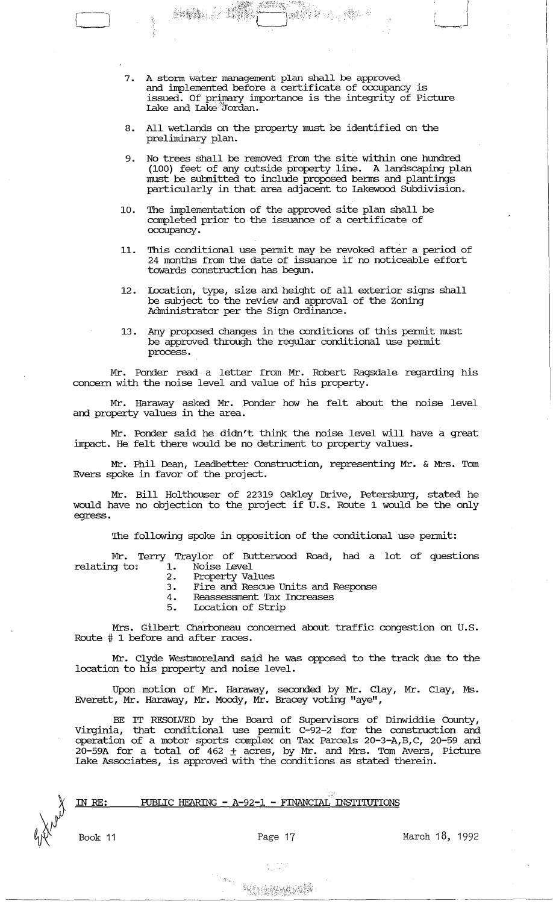7. A storm water management plan shall be approved and implemented before a certificate of occupancy is issued. Of primary importance is the integrity of Picture Lake and Lake Jordan.

8. All wetlands on the property must be identified on the preliminary plan.

9. No trees shall be removed from the site within one hundred (100) feet of any outside property line. A landscaping plan must be submitted to include proposed berms and plantings particularly in that area adjacent to Lakewood Subdivision.

10. The implementation of the approved site plan shall be completed prior to the issuance of a certificate of occupancy.

11. This conditional use permit may be revoked after a period of 24 months from the date of issuance if no noticeable effort towards construction has begun.

12. Location, type, size and height of all exterior signs shall be subject to the review and approval of the Zoning Administrator per the Sign Ordinance.

13. Any proposed changes in the conditions of this permit must be approved through the regular conditional use permit process.

Mr. Ponder read a letter from Mr. Robert Ragsdale regarding his concern with the noise level and value of his property.

Mr. Haraway asked Mr. Ponder how he felt about the noise level and property values in the area.

Mr. Ponder said he didn't think the noise level will have a great impact. He felt there would be no detriment to property values.

Mr. Phil Dean, Leadbetter Construction, representing Mr. & Mrs. Tom Evers spoke in favor of the project.

Mr. Bill Holthouser of 22319 Oakley Drive, Petersburg, stated he would have no objection to the project if U.S. Route 1 would be the only egress.

The following spoke in opposition of the conditional use permit:

Mr. Terry Traylor of Butterwood Road, had a lot of questions relating to:

1. Noise Level
2. Property Values
3. Fire and Rescue Units and Response
4. Reassessment Tax Increases
5. Location of Strip

Mrs. Gilbert Charboneau concerned about traffic congestion on U.S. Route # 1 before and after races.

Mr. Clyde Westmoreland said he was opposed to the track due to the location to his property and noise level.

Upon motion of Mr. Haraway, seconded by Mr. Clay, Mr. Clay, Ms. Everett, Mr. Haraway, Mr. Moody, Mr. Bracey voting "aye",

BE IT RESOLVED by the Board of Supervisors of Dinwiddie County, Virginia, that conditional use permit C-92-2 for the construction and operation of a motor sports complex on Tax Parcels 20-3-A,B,C, 20-59 and 20-59A for a total of 462 ± acres, by Mr. and Mrs. Tom Avers, Picture Lake Associates, is approved with the conditions as stated therein.

IN RE: PUBLIC HEARING - A-92-1 - FINANCIAL INSTITUTIONS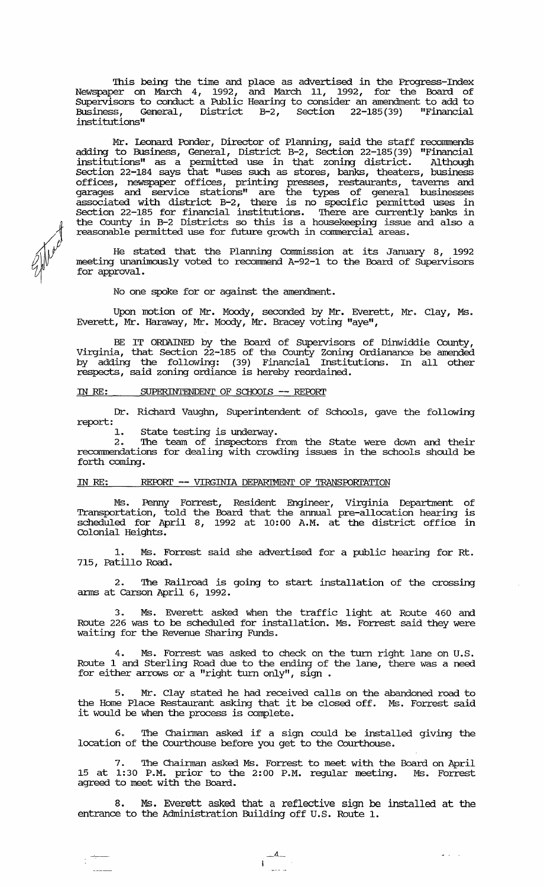This being the time and place as advertised in the Progress-Index Newspaper on March 4, 1992, and March 11, 1992, for the Board of Supervisors to conduct a Public Hearing to consider an amendment to add to Business, General, District B-2, Section 22-185(39) "Financial institutions"

Mr. Leonard Ponder, Director of Planning, said the staff recommends adding to Business, General, District B-2, Section 22-185(39) "Financial institutions" as a permitted use in that zoning district. Although Section 22-184 says that "uses such as stores, banks, theaters, business offices, newspaper offices, printing presses, restaurants, taverns and garages and service stations" are the types of general businesses associated with district B-2, there is no specific permitted uses in Section 22-185 for financial institutions. There are currently banks in the County in B-2 Districts so this is a housekeeping issue and also a reasonable permitted use for future growth in commercial areas.

He stated that the Planning Commission at its January 8, 1992 meeting unanimously voted to recommend A-92-1 to the Board of Supervisors for approval.

No one spoke for or against the amendment.

Upon motion of Mr. Moody, seconded by Mr. Everett, Mr. Clay, Ms. Everett, Mr. Haraway, Mr. Moody, Mr. Bracey voting "aye",

BE IT ORDAINED by the Board of Supervisors of Dinwiddie County, Virginia, that Section 22-185 of the County Zoning Ordianance be amended by adding the following: (39) Financial Institutions. In all other respects, said zoning ordiance is hereby reordained.

IN RE: SUPERINTENDENT OF SCHOOLS -- REPORT

Dr. Richard Vaughn, Superintendent of Schools, gave the following report:

1. State testing is underway.
2. The team of inspectors from the State were down and their recommendations for dealing with crowding issues in the schools should be forth coming.

IN RE: REPORT -- VIRGINIA DEPARTMENT OF TRANSPORTATION

Ms. Penny Forrest, Resident Engineer, Virginia Department of Transportation, told the Board that the annual pre-allocation hearing is scheduled for April 8, 1992 at 10:00 A.M. at the district office in Colonial Heights.

1. Ms. Forrest said she advertised for a public hearing for Rt. 715, Patillo Road.

2. The Railroad is going to start installation of the crossing arms at Carson April 6, 1992.

3. Ms. Everett asked when the traffic light at Route 460 and Route 226 was to be scheduled for installation. Ms. Forrest said they were waiting for the Revenue Sharing Funds.

4. Ms. Forrest was asked to check on the turn right lane on U.S. Route 1 and Sterling Road due to the ending of the lane, there was a need for either arrows or a "right turn only", sign .

5. Mr. Clay stated he had received calls on the abandoned road to the Home Place Restaurant asking that it be closed off. Ms. Forrest said it would be when the process is complete.

6. The Chairman asked if a sign could be installed giving the location of the Courthouse before you get to the Courthouse.

7. The Chairman asked Ms. Forrest to meet with the Board on April 15 at 1:30 P.M. prior to the 2:00 P.M. regular meeting. Ms. Forrest agreed to meet with the Board.

8. Ms. Everett asked that a reflective sign be installed at the entrance to the Administration Building off U.S. Route 1.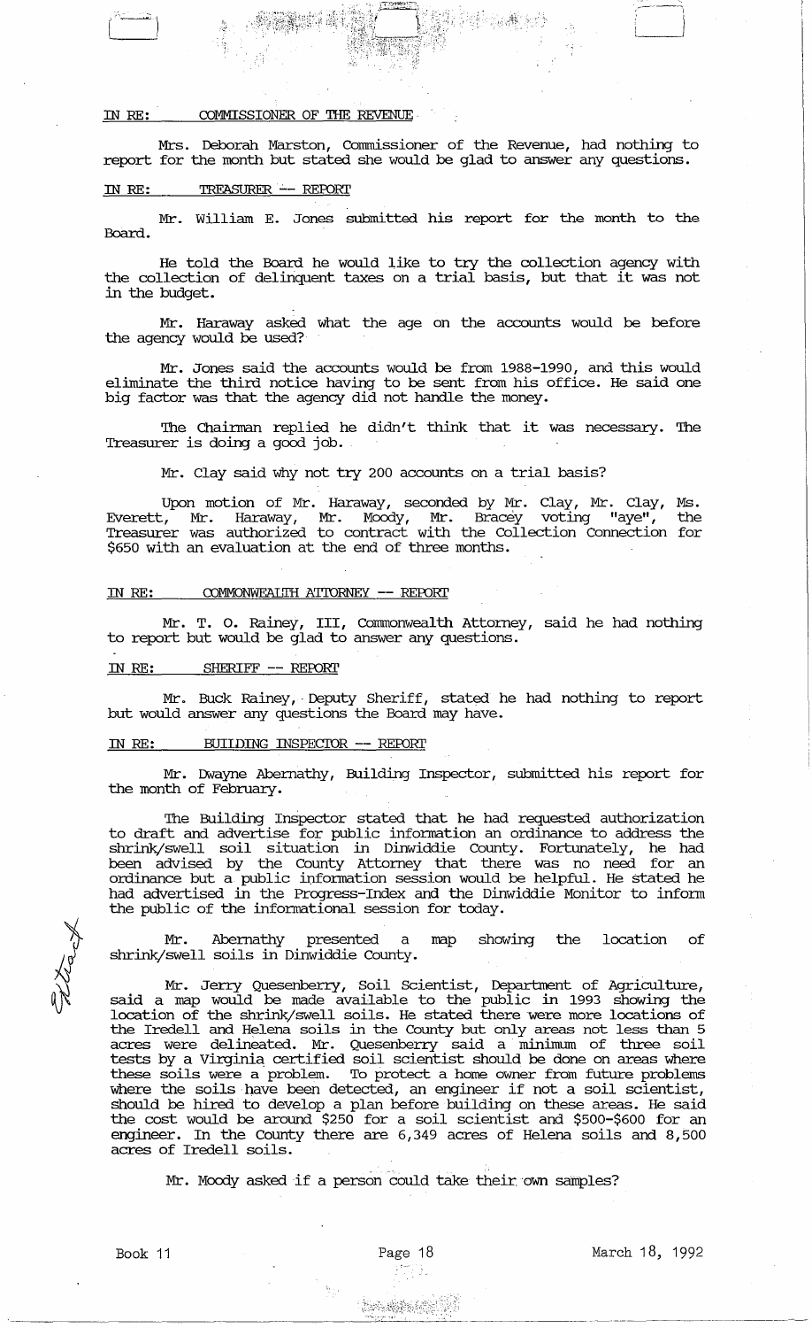IN RE: COMMISSIONER OF THE REVENUE

Mrs. Deborah Marston, Commissioner of the Revenue, had nothing to report for the month but stated she would be glad to answer any questions.

IN RE: TREASURER -- REPORT

Mr. William E. Jones submitted his report for the month to the Board.

He told the Board he would like to try the collection agency with the collection of delinquent taxes on a trial basis, but that it was not in the budget.

Mr. Haraway asked what the age on the accounts would be before the agency would be used?

Mr. Jones said the accounts would be from 1988-1990, and this would eliminate the third notice having to be sent from his office. He said one big factor was that the agency did not handle the money.

The Chairman replied he didn't think that it was necessary. The Treasurer is doing a good job.

Mr. Clay said why not try 200 accounts on a trial basis?

Upon motion of Mr. Haraway, seconded by Mr. Clay, Mr. Clay, Ms. Everett, Mr. Haraway, Mr. Moody, Mr. Bracey voting "aye", the Treasurer was authorized to contract with the Collection Connection for \$650 with an evaluation at the end of three months.

IN RE: COMMONWEALTH ATTORNEY -- REPORT

Mr. T. O. Rainey, III, Commonwealth Attorney, said he had nothing to report but would be glad to answer any questions.

IN RE: SHERIFF -- REPORT

Mr. Buck Rainey, Deputy Sheriff, stated he had nothing to report but would answer any questions the Board may have.

IN RE: BUILDING INSPECTOR -- REPORT

Mr. Dwayne Abernathy, Building Inspector, submitted his report for the month of February.

The Building Inspector stated that he had requested authorization to draft and advertise for public information an ordinance to address the shrink/swell soil situation in Dinwiddie County. Fortunately, he had been advised by the County Attorney that there was no need for an ordinance but a public information session would be helpful. He stated he had advertised in the Progress-Index and the Dinwiddie Monitor to inform the public of the informational session for today.

Mr. Abernathy presented a map showing the location of shrink/swell soils in Dinwiddie County.

Mr. Jerry Quesenberry, Soil Scientist, Department of Agriculture, said a map would be made available to the public in 1993 showing the location of the shrink/swell soils. He stated there were more locations of the Iredell and Helena soils in the County but only areas not less than 5 acres were delineated. Mr. Quesenberry said a minimum of three soil tests by a Virginia certified soil scientist should be done on areas where these soils were a problem. To protect a home owner from future problems where the soils have been detected, an engineer if not a soil scientist, should be hired to develop a plan before building on these areas. He said the cost would be around \$250 for a soil scientist and \$500-\$600 for an engineer. In the County there are 6,349 acres of Helena soils and 8,500 acres of Iredell soils.

Mr. Moody asked if a person could take their own samples?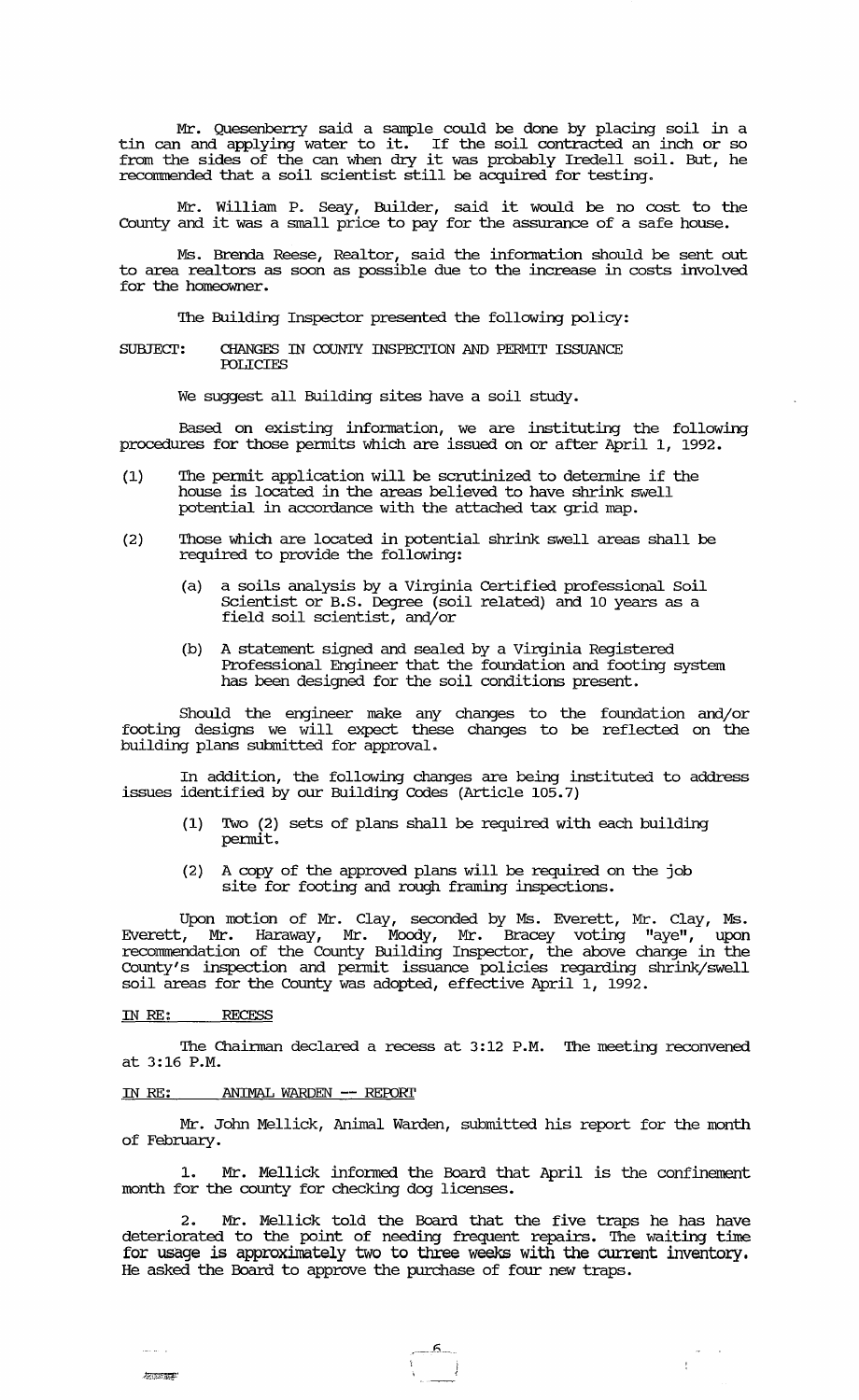Mr. Quesenberry said a sample could be done by placing soil in a tin can and applying water to it. If the soil contracted an inch or so from the sides of the can when dry it was probably Iredell soil. But, he recommended that a soil scientist still be acquired for testing.

Mr. William P. Seay, Builder, said it would be no cost to the County and it was a small price to pay for the assurance of a safe house.

Ms. Brenda Reese, Realtor, said the information should be sent out to area realtors as soon as possible due to the increase in costs involved for the homeowner.

The Building Inspector presented the following policy:

SUBJECT: CHANGES IN COUNTY INSPECTION AND PERMIT ISSUANCE POLICIES

We suggest all Building sites have a soil study.

Based on existing information, we are instituting the following procedures for those permits which are issued on or after April 1, 1992.

(1) The permit application will be scrutinized to determine if the house is located in the areas believed to have shrink swell potential in accordance with the attached tax grid map.

(2) Those which are located in potential shrink swell areas shall be required to provide the following:

  (a) a soils analysis by a Virginia Certified professional Soil Scientist or B.S. Degree (soil related) and 10 years as a field soil scientist, and/or

  (b) A statement signed and sealed by a Virginia Registered Professional Engineer that the foundation and footing system has been designed for the soil conditions present.

Should the engineer make any changes to the foundation and/or footing designs we will expect these changes to be reflected on the building plans submitted for approval.

In addition, the following changes are being instituted to address issues identified by our Building Codes (Article 105.7)

  (1) Two (2) sets of plans shall be required with each building permit.

  (2) A copy of the approved plans will be required on the job site for footing and rough framing inspections.

Upon motion of Mr. Clay, seconded by Ms. Everett, Mr. Clay, Ms. Everett, Mr. Haraway, Mr. Moody, Mr. Bracey voting "aye", upon recommendation of the County Building Inspector, the above change in the County's inspection and permit issuance policies regarding shrink/swell soil areas for the County was adopted, effective April 1, 1992.

IN RE: RECESS

The Chairman declared a recess at 3:12 P.M. The meeting reconvened at 3:16 P.M.

IN RE: ANIMAL WARDEN -- REPORT

Mr. John Mellick, Animal Warden, submitted his report for the month of February.

1. Mr. Mellick informed the Board that April is the confinement month for the county for checking dog licenses.

2. Mr. Mellick told the Board that the five traps he has have deteriorated to the point of needing frequent repairs. The waiting time for usage is approximately two to three weeks with the current inventory. He asked the Board to approve the purchase of four new traps.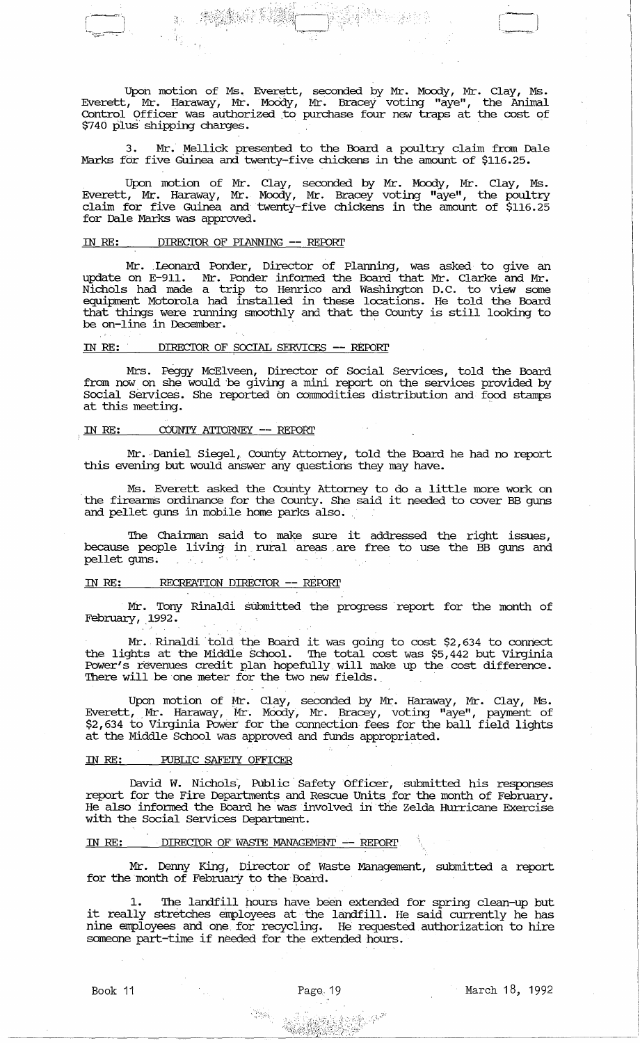Upon motion of Ms. Everett, seconded by Mr. Moody, Mr. Clay, Ms. Everett, Mr. Haraway, Mr. Moody, Mr. Bracey voting "aye", the Animal Control Officer was authorized to purchase four new traps at the cost of $740 plus shipping charges.

3. Mr. Mellick presented to the Board a poultry claim from Dale Marks for five Guinea and twenty-five chickens in the amount of $116.25.

Upon motion of Mr. Clay, seconded by Mr. Moody, Mr. Clay, Ms. Everett, Mr. Haraway, Mr. Moody, Mr. Bracey voting "aye", the poultry claim for five Guinea and twenty-five chickens in the amount of $116.25 for Dale Marks was approved.

IN RE: DIRECTOR OF PLANNING -- REPORT

Mr. Leonard Ponder, Director of Planning, was asked to give an update on E-911. Mr. Ponder informed the Board that Mr. Clarke and Mr. Nichols had made a trip to Henrico and Washington D.C. to view some equipment Motorola had installed in these locations. He told the Board that things were running smoothly and that the County is still looking to be on-line in December.

IN RE: DIRECTOR OF SOCIAL SERVICES -- REPORT

Mrs. Peggy McElveen, Director of Social Services, told the Board from now on she would be giving a mini report on the services provided by Social Services. She reported on commodities distribution and food stamps at this meeting.

IN RE: COUNTY ATTORNEY -- REPORT

Mr. Daniel Siegel, County Attorney, told the Board he had no report this evening but would answer any questions they may have.

Ms. Everett asked the County Attorney to do a little more work on the firearms ordinance for the County. She said it needed to cover BB guns and pellet guns in mobile home parks also.

The Chairman said to make sure it addressed the right issues, because people living in rural areas are free to use the BB guns and pellet guns.

IN RE: RECREATION DIRECTOR -- REPORT

Mr. Tony Rinaldi submitted the progress report for the month of February, 1992.

Mr. Rinaldi told the Board it was going to cost $2,634 to connect the lights at the Middle School. The total cost was $5,442 but Virginia Power's revenues credit plan hopefully will make up the cost difference. There will be one meter for the two new fields.

Upon motion of Mr. Clay, seconded by Mr. Haraway, Mr. Clay, Ms. Everett, Mr. Haraway, Mr. Moody, Mr. Bracey, voting "aye", payment of $2,634 to Virginia Power for the connection fees for the ball field lights at the Middle School was approved and funds appropriated.

IN RE: PUBLIC SAFETY OFFICER

David W. Nichols, Public Safety Officer, submitted his responses report for the Fire Departments and Rescue Units for the month of February. He also informed the Board he was involved in the Zelda Hurricane Exercise with the Social Services Department.

IN RE: DIRECTOR OF WASTE MANAGEMENT -- REPORT

Mr. Denny King, Director of Waste Management, submitted a report for the month of February to the Board.

1. The landfill hours have been extended for spring clean-up but it really stretches employees at the landfill. He said currently he has nine employees and one for recycling. He requested authorization to hire someone part-time if needed for the extended hours.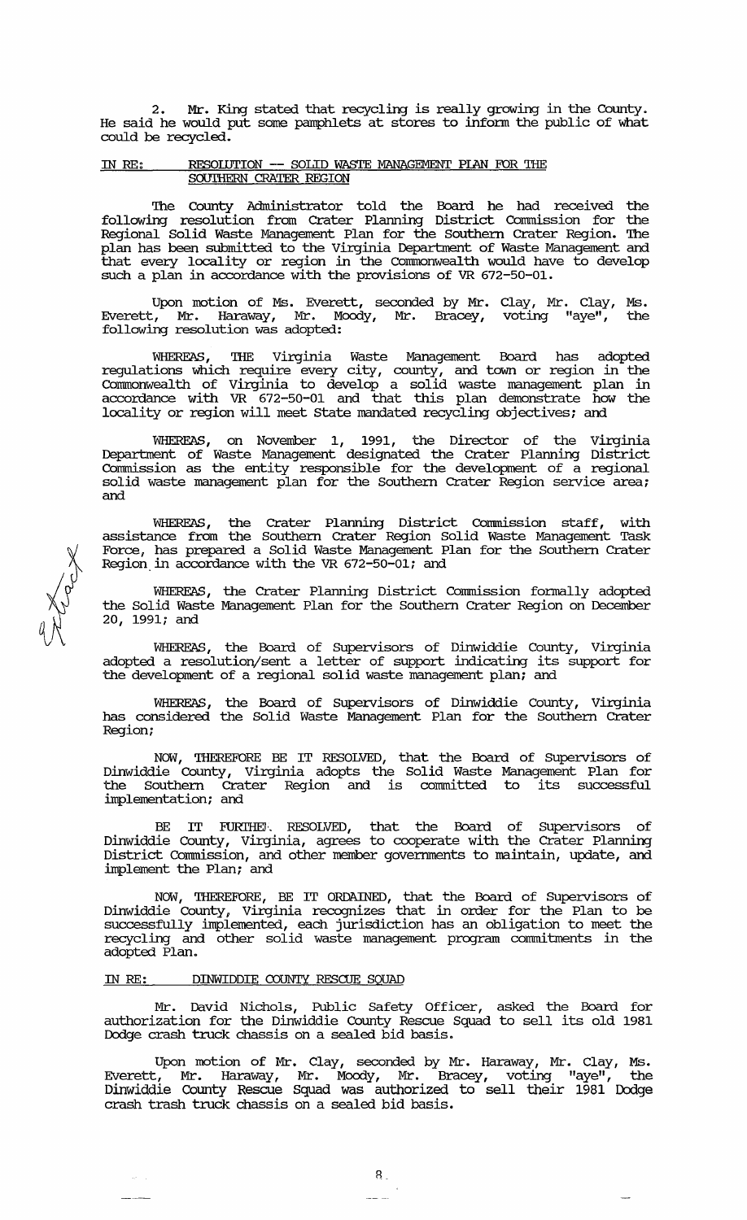2. Mr. King stated that recycling is really growing in the County. He said he would put some pamphlets at stores to inform the public of what could be recycled.

IN RE: RESOLUTION -- SOLID WASTE MANAGEMENT PLAN FOR THE SOUTHERN CRATER REGION

The County Administrator told the Board he had received the following resolution from Crater Planning District Commission for the Regional Solid Waste Management Plan for the Southern Crater Region. The plan has been submitted to the Virginia Department of Waste Management and that every locality or region in the Commonwealth would have to develop such a plan in accordance with the provisions of VR 672-50-01.

Upon motion of Ms. Everett, seconded by Mr. Clay, Mr. Clay, Ms. Everett, Mr. Haraway, Mr. Moody, Mr. Bracey, voting "aye", the following resolution was adopted:

WHEREAS, THE Virginia Waste Management Board has adopted regulations which require every city, county, and town or region in the Commonwealth of Virginia to develop a solid waste management plan in accordance with VR 672-50-01 and that this plan demonstrate how the locality or region will meet State mandated recycling objectives; and

WHEREAS, on November 1, 1991, the Director of the Virginia Department of Waste Management designated the Crater Planning District Commission as the entity responsible for the development of a regional solid waste management plan for the Southern Crater Region service area; and

WHEREAS, the Crater Planning District Commission staff, with assistance from the Southern Crater Region Solid Waste Management Task Force, has prepared a Solid Waste Management Plan for the Southern Crater Region in accordance with the VR 672-50-01; and

WHEREAS, the Crater Planning District Commission formally adopted the Solid Waste Management Plan for the Southern Crater Region on December 20, 1991; and

WHEREAS, the Board of Supervisors of Dinwiddie County, Virginia adopted a resolution/sent a letter of support indicating its support for the development of a regional solid waste management plan; and

WHEREAS, the Board of Supervisors of Dinwiddie County, Virginia has considered the Solid Waste Management Plan for the Southern Crater Region;

NOW, THEREFORE BE IT RESOLVED, that the Board of Supervisors of Dinwiddie County, Virginia adopts the Solid Waste Management Plan for the Southern Crater Region and is committed to its successful implementation; and

BE IT FURTHER RESOLVED, that the Board of Supervisors of Dinwiddie County, Virginia, agrees to cooperate with the Crater Planning District Commission, and other member governments to maintain, update, and implement the Plan; and

NOW, THEREFORE, BE IT ORDAINED, that the Board of Supervisors of Dinwiddie County, Virginia recognizes that in order for the Plan to be successfully implemented, each jurisdiction has an obligation to meet the recycling and other solid waste management program commitments in the adopted Plan.

IN RE: DINWIDDIE COUNTY RESCUE SQUAD

Mr. David Nichols, Public Safety Officer, asked the Board for authorization for the Dinwiddie County Rescue Squad to sell its old 1981 Dodge crash truck chassis on a sealed bid basis.

Upon motion of Mr. Clay, seconded by Mr. Haraway, Mr. Clay, Ms. Everett, Mr. Haraway, Mr. Moody, Mr. Bracey, voting "aye", the Dinwiddie County Rescue Squad was authorized to sell their 1981 Dodge crash trash truck chassis on a sealed bid basis.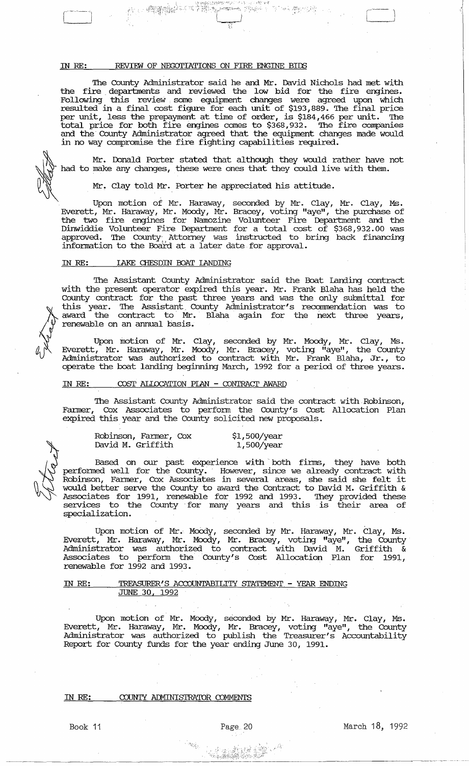IN RE: REVIEW OF NEGOTIATIONS ON FIRE ENGINE BIDS

The County Administrator said he and Mr. David Nichols had met with the fire departments and reviewed the low bid for the fire engines. Following this review some equipment changes were agreed upon which resulted in a final cost figure for each unit of $193,889. The final price per unit, less the prepayment at time of order, is $184,466 per unit. The total price for both fire engines comes to $368,932. The fire companies and the County Administrator agreed that the equipment changes made would in no way compromise the fire fighting capabilities required.

Mr. Donald Porter stated that although they would rather have not had to make any changes, these were ones that they could live with them.

Mr. Clay told Mr. Porter he appreciated his attitude.

Upon motion of Mr. Haraway, seconded by Mr. Clay, Mr. Clay, Ms. Everett, Mr. Haraway, Mr. Moody, Mr. Bracey, voting "aye", the purchase of the two fire engines for Namozine Volunteer Fire Department and the Dinwiddie Volunteer Fire Department for a total cost of $368,932.00 was approved. The County Attorney was instructed to bring back financing information to the Board at a later date for approval.

IN RE: LAKE CHESDIN BOAT LANDING

The Assistant County Administrator said the Boat Landing contract with the present operator expired this year. Mr. Frank Blaha has held the County contract for the past three years and was the only submittal for this year. The Assistant County Administrator's recommendation was to award the contract to Mr. Blaha again for the next three years, renewable on an annual basis.

Upon motion of Mr. Clay, seconded by Mr. Moody, Mr. Clay, Ms. Everett, Mr. Haraway, Mr. Moody, Mr. Bracey, voting "aye", the County Administrator was authorized to contract with Mr. Frank Blaha, Jr., to operate the boat landing beginning March, 1992 for a period of three years.

IN RE: COST ALLOCATION PLAN - CONTRACT AWARD

The Assistant County Administrator said the contract with Robinson, Farmer, Cox Associates to perform the County's Cost Allocation Plan expired this year and the County solicited new proposals.

| | |
|---|---|
| Robinson, Farmer, Cox | $1,500/year |
| David M. Griffith | 1,500/year |

Based on our past experience with both firms, they have both performed well for the County. However, since we already contract with Robinson, Farmer, Cox Associates in several areas, she said she felt it would better serve the County to award the Contract to David M. Griffith & Associates for 1991, renewable for 1992 and 1993. They provided these services to the County for many years and this is their area of specialization.

Upon motion of Mr. Moody, seconded by Mr. Haraway, Mr. Clay, Ms. Everett, Mr. Haraway, Mr. Moody, Mr. Bracey, voting "aye", the County Administrator was authorized to contract with David M. Griffith & Associates to perform the County's Cost Allocation Plan for 1991, renewable for 1992 and 1993.

IN RE: TREASURER'S ACCOUNTABILITY STATEMENT - YEAR ENDING JUNE 30, 1992

Upon motion of Mr. Moody, seconded by Mr. Haraway, Mr. Clay, Ms. Everett, Mr. Haraway, Mr. Moody, Mr. Bracey, voting "aye", the County Administrator was authorized to publish the Treasurer's Accountability Report for County funds for the year ending June 30, 1991.

IN RE: COUNTY ADMINISTRATOR COMMENTS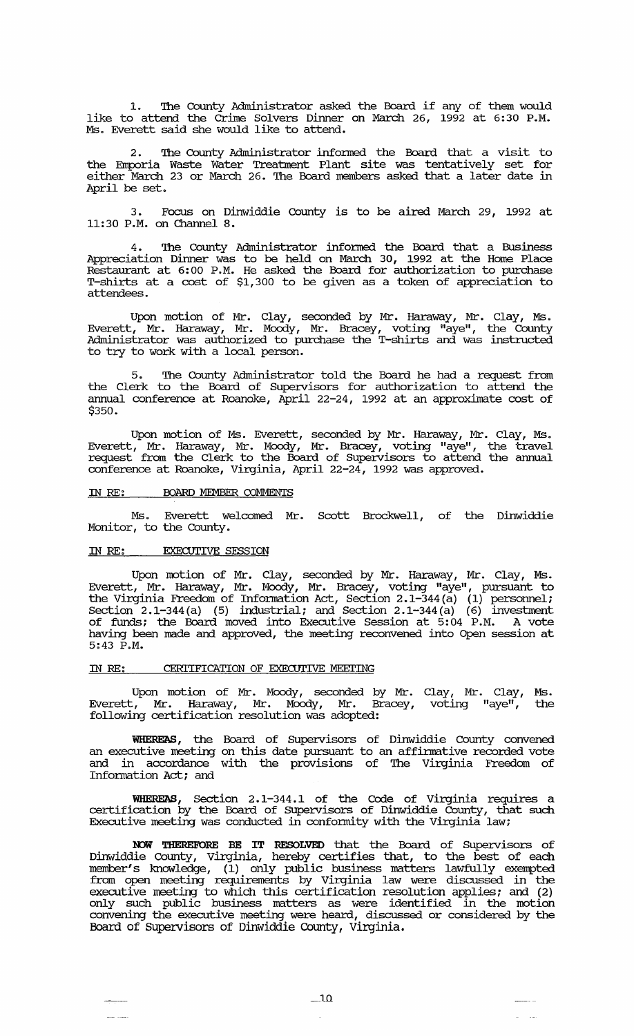1. The County Administrator asked the Board if any of them would like to attend the Crime Solvers Dinner on March 26, 1992 at 6:30 P.M. Ms. Everett said she would like to attend.

2. The County Administrator informed the Board that a visit to the Emporia Waste Water Treatment Plant site was tentatively set for either March 23 or March 26. The Board members asked that a later date in April be set.

3. Focus on Dinwiddie County is to be aired March 29, 1992 at 11:30 P.M. on Channel 8.

4. The County Administrator informed the Board that a Business Appreciation Dinner was to be held on March 30, 1992 at the Home Place Restaurant at 6:00 P.M. He asked the Board for authorization to purchase T-shirts at a cost of $1,300 to be given as a token of appreciation to attendees.

Upon motion of Mr. Clay, seconded by Mr. Haraway, Mr. Clay, Ms. Everett, Mr. Haraway, Mr. Moody, Mr. Bracey, voting "aye", the County Administrator was authorized to purchase the T-shirts and was instructed to try to work with a local person.

5. The County Administrator told the Board he had a request from the Clerk to the Board of Supervisors for authorization to attend the annual conference at Roanoke, April 22-24, 1992 at an approximate cost of $350.

Upon motion of Ms. Everett, seconded by Mr. Haraway, Mr. Clay, Ms. Everett, Mr. Haraway, Mr. Moody, Mr. Bracey, voting "aye", the travel request from the Clerk to the Board of Supervisors to attend the annual conference at Roanoke, Virginia, April 22-24, 1992 was approved.

IN RE: BOARD MEMBER COMMENTS

Ms. Everett welcomed Mr. Scott Brockwell, of the Dinwiddie Monitor, to the County.

IN RE: EXECUTIVE SESSION

Upon motion of Mr. Clay, seconded by Mr. Haraway, Mr. Clay, Ms. Everett, Mr. Haraway, Mr. Moody, Mr. Bracey, voting "aye", pursuant to the Virginia Freedom of Information Act, Section 2.1-344(a) (1) personnel; Section 2.1-344(a) (5) industrial; and Section 2.1-344(a) (6) investment of funds; the Board moved into Executive Session at 5:04 P.M. A vote having been made and approved, the meeting reconvened into Open session at 5:43 P.M.

IN RE: CERTIFICATION OF EXECUTIVE MEETING

Upon motion of Mr. Moody, seconded by Mr. Clay, Mr. Clay, Ms. Everett, Mr. Haraway, Mr. Moody, Mr. Bracey, voting "aye", the following certification resolution was adopted:

**WHEREAS**, the Board of Supervisors of Dinwiddie County convened an executive meeting on this date pursuant to an affirmative recorded vote and in accordance with the provisions of The Virginia Freedom of Information Act; and

**WHEREAS**, Section 2.1-344.1 of the Code of Virginia requires a certification by the Board of Supervisors of Dinwiddie County, that such Executive meeting was conducted in conformity with the Virginia law;

**NOW THEREFORE BE IT RESOLVED** that the Board of Supervisors of Dinwiddie County, Virginia, hereby certifies that, to the best of each member's knowledge, (1) only public business matters lawfully exempted from open meeting requirements by Virginia law were discussed in the executive meeting to which this certification resolution applies; and (2) only such public business matters as were identified in the motion convening the executive meeting were heard, discussed or considered by the Board of Supervisors of Dinwiddie County, Virginia.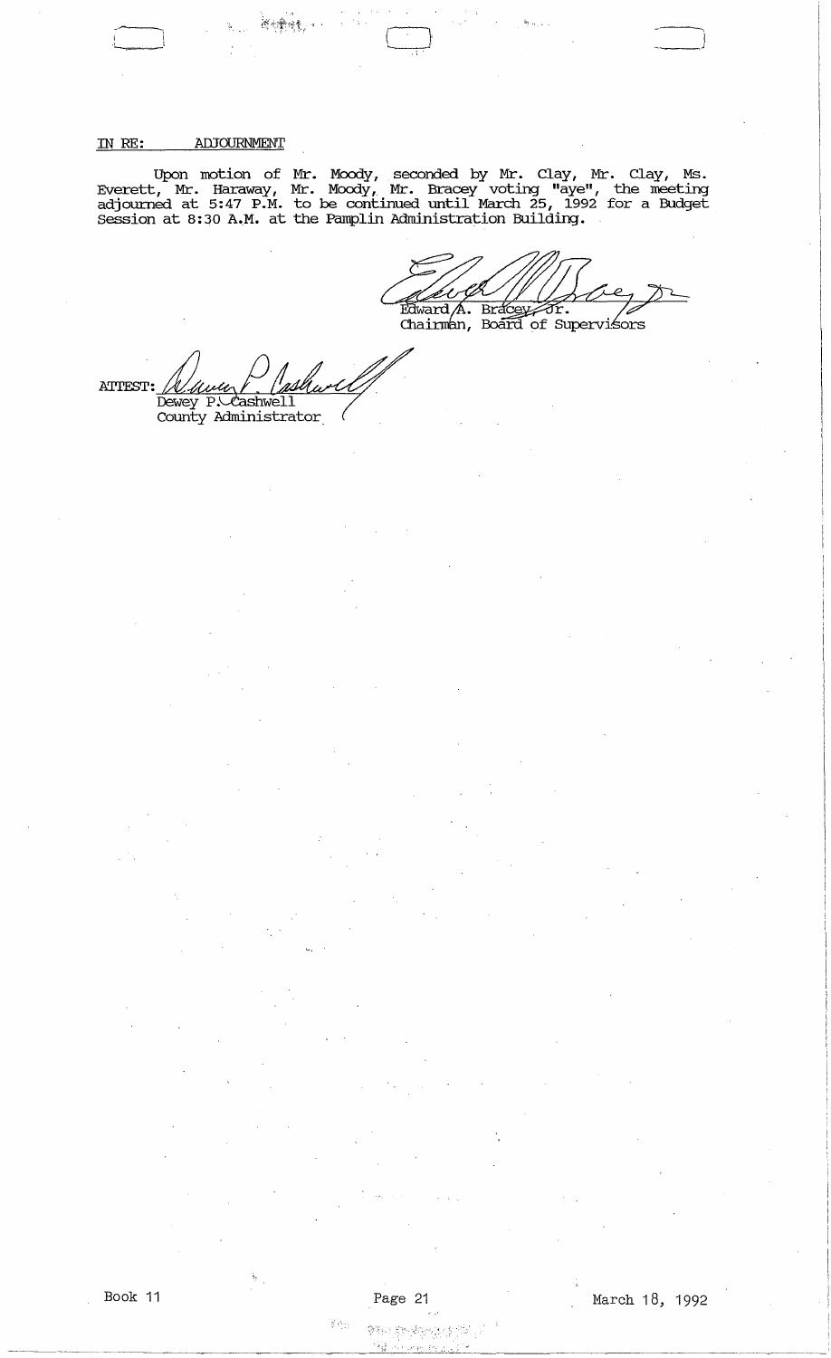IN RE: ADJOURNMENT

Upon motion of Mr. Moody, seconded by Mr. Clay, Mr. Clay, Ms. Everett, Mr. Haraway, Mr. Moody, Mr. Bracey voting "aye", the meeting adjourned at 5:47 P.M. to be continued until March 25, 1992 for a Budget Session at 8:30 A.M. at the Pamplin Administration Building.

Edward A. Bracey, Jr.
Chairman, Board of Supervisors

ATTEST:
Dewey P. Cashwell
County Administrator

Book 11 Page 21 March 18, 1992